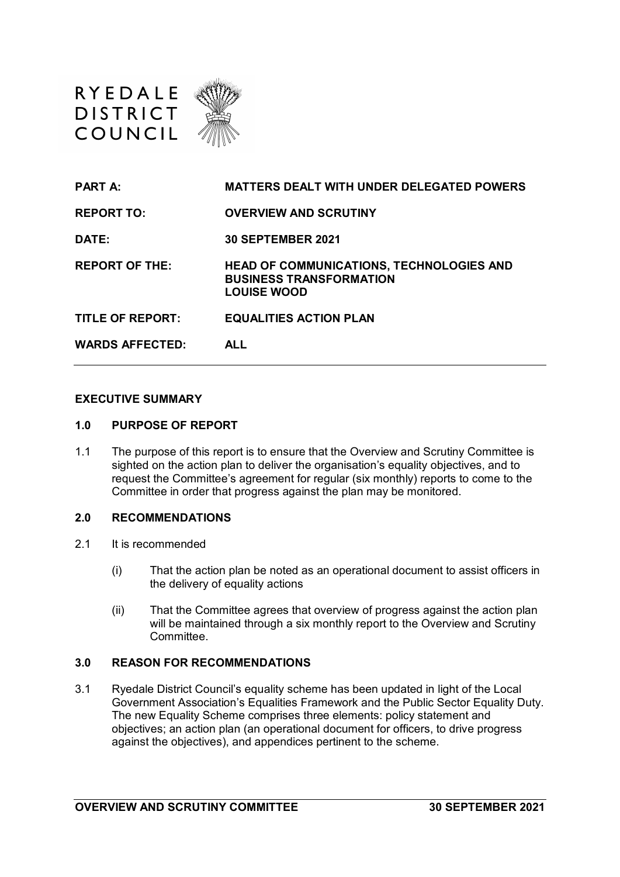RYEDALE DISTRICT COUNCIL

| | |
|---|---|
| **PART A:** | **MATTERS DEALT WITH UNDER DELEGATED POWERS** |
| **REPORT TO:** | **OVERVIEW AND SCRUTINY** |
| **DATE:** | **30 SEPTEMBER 2021** |
| **REPORT OF THE:** | **HEAD OF COMMUNICATIONS, TECHNOLOGIES AND BUSINESS TRANSFORMATION LOUISE WOOD** |
| **TITLE OF REPORT:** | **EQUALITIES ACTION PLAN** |
| **WARDS AFFECTED:** | **ALL** |

## EXECUTIVE SUMMARY

### 1.0 PURPOSE OF REPORT

1.1 The purpose of this report is to ensure that the Overview and Scrutiny Committee is sighted on the action plan to deliver the organisation's equality objectives, and to request the Committee's agreement for regular (six monthly) reports to come to the Committee in order that progress against the plan may be monitored.

### 2.0 RECOMMENDATIONS

2.1 It is recommended

(i) That the action plan be noted as an operational document to assist officers in the delivery of equality actions

(ii) That the Committee agrees that overview of progress against the action plan will be maintained through a six monthly report to the Overview and Scrutiny Committee.

### 3.0 REASON FOR RECOMMENDATIONS

3.1 Ryedale District Council's equality scheme has been updated in light of the Local Government Association's Equalities Framework and the Public Sector Equality Duty. The new Equality Scheme comprises three elements: policy statement and objectives; an action plan (an operational document for officers, to drive progress against the objectives), and appendices pertinent to the scheme.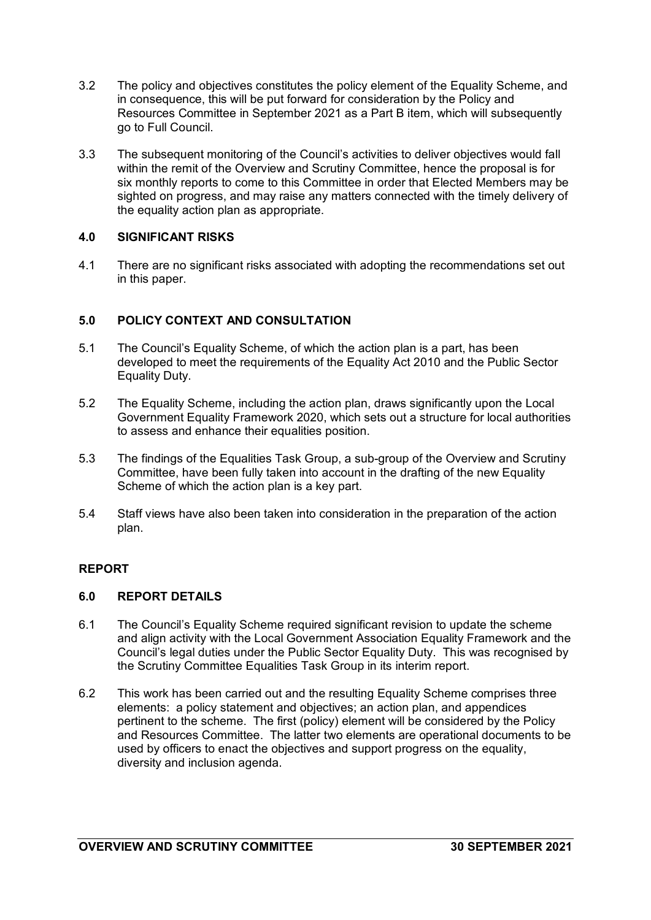3.2 The policy and objectives constitutes the policy element of the Equality Scheme, and in consequence, this will be put forward for consideration by the Policy and Resources Committee in September 2021 as a Part B item, which will subsequently go to Full Council.

3.3 The subsequent monitoring of the Council's activities to deliver objectives would fall within the remit of the Overview and Scrutiny Committee, hence the proposal is for six monthly reports to come to this Committee in order that Elected Members may be sighted on progress, and may raise any matters connected with the timely delivery of the equality action plan as appropriate.

## 4.0 SIGNIFICANT RISKS

4.1 There are no significant risks associated with adopting the recommendations set out in this paper.

## 5.0 POLICY CONTEXT AND CONSULTATION

5.1 The Council's Equality Scheme, of which the action plan is a part, has been developed to meet the requirements of the Equality Act 2010 and the Public Sector Equality Duty.

5.2 The Equality Scheme, including the action plan, draws significantly upon the Local Government Equality Framework 2020, which sets out a structure for local authorities to assess and enhance their equalities position.

5.3 The findings of the Equalities Task Group, a sub-group of the Overview and Scrutiny Committee, have been fully taken into account in the drafting of the new Equality Scheme of which the action plan is a key part.

5.4 Staff views have also been taken into consideration in the preparation of the action plan.

## REPORT

## 6.0 REPORT DETAILS

6.1 The Council's Equality Scheme required significant revision to update the scheme and align activity with the Local Government Association Equality Framework and the Council's legal duties under the Public Sector Equality Duty. This was recognised by the Scrutiny Committee Equalities Task Group in its interim report.

6.2 This work has been carried out and the resulting Equality Scheme comprises three elements: a policy statement and objectives; an action plan, and appendices pertinent to the scheme. The first (policy) element will be considered by the Policy and Resources Committee. The latter two elements are operational documents to be used by officers to enact the objectives and support progress on the equality, diversity and inclusion agenda.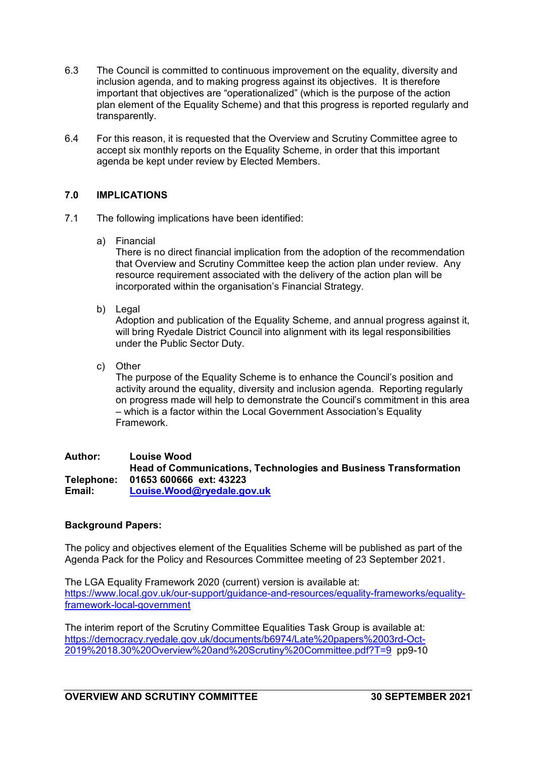6.3 The Council is committed to continuous improvement on the equality, diversity and inclusion agenda, and to making progress against its objectives. It is therefore important that objectives are "operationalized" (which is the purpose of the action plan element of the Equality Scheme) and that this progress is reported regularly and transparently.

6.4 For this reason, it is requested that the Overview and Scrutiny Committee agree to accept six monthly reports on the Equality Scheme, in order that this important agenda be kept under review by Elected Members.

## 7.0 IMPLICATIONS

7.1 The following implications have been identified:

a) Financial
There is no direct financial implication from the adoption of the recommendation that Overview and Scrutiny Committee keep the action plan under review. Any resource requirement associated with the delivery of the action plan will be incorporated within the organisation's Financial Strategy.

b) Legal
Adoption and publication of the Equality Scheme, and annual progress against it, will bring Ryedale District Council into alignment with its legal responsibilities under the Public Sector Duty.

c) Other
The purpose of the Equality Scheme is to enhance the Council's position and activity around the equality, diversity and inclusion agenda. Reporting regularly on progress made will help to demonstrate the Council's commitment in this area – which is a factor within the Local Government Association's Equality Framework.

**Author:** **Louise Wood**
**Head of Communications, Technologies and Business Transformation**
**Telephone:** **01653 600666 ext: 43223**
**Email:** **[Louise.Wood@ryedale.gov.uk](mailto:Louise.Wood@ryedale.gov.uk)**

**Background Papers:**

The policy and objectives element of the Equalities Scheme will be published as part of the Agenda Pack for the Policy and Resources Committee meeting of 23 September 2021.

The LGA Equality Framework 2020 (current) version is available at:
[https://www.local.gov.uk/our-support/guidance-and-resources/equality-frameworks/equality-framework-local-government](https://www.local.gov.uk/our-support/guidance-and-resources/equality-frameworks/equality-framework-local-government)

The interim report of the Scrutiny Committee Equalities Task Group is available at:
[https://democracy.ryedale.gov.uk/documents/b6974/Late%20papers%2003rd-Oct-2019%2018.30%20Overview%20and%20Scrutiny%20Committee.pdf?T=9](https://democracy.ryedale.gov.uk/documents/b6974/Late%20papers%2003rd-Oct-2019%2018.30%20Overview%20and%20Scrutiny%20Committee.pdf?T=9) pp9-10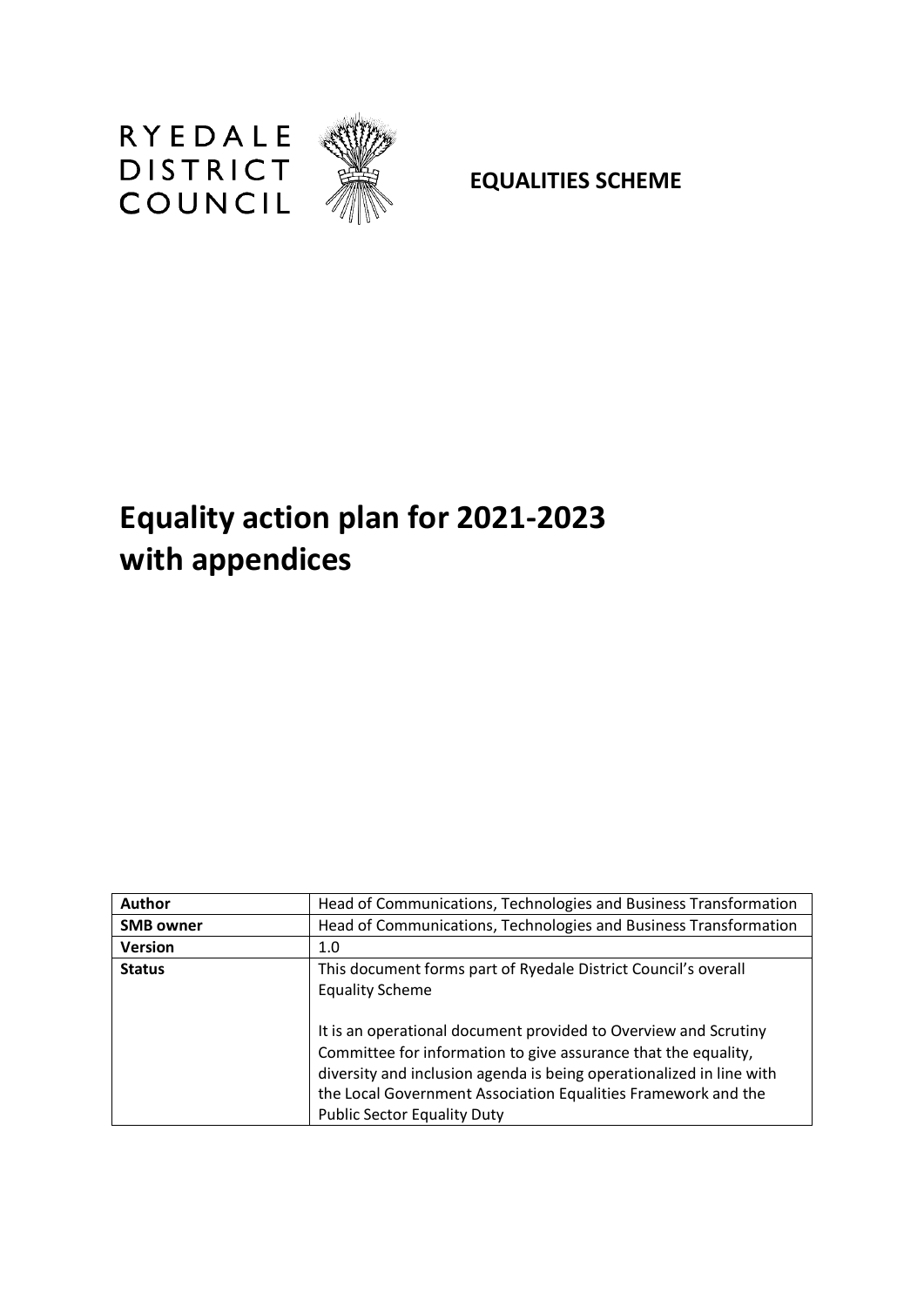RYEDALE
DISTRICT
COUNCIL

**EQUALITIES SCHEME**

# Equality action plan for 2021-2023 with appendices

| **Author** | Head of Communications, Technologies and Business Transformation |
| --- | --- |
| **SMB owner** | Head of Communications, Technologies and Business Transformation |
| **Version** | 1.0 |
| **Status** | This document forms part of Ryedale District Council's overall Equality Scheme<br><br>It is an operational document provided to Overview and Scrutiny Committee for information to give assurance that the equality, diversity and inclusion agenda is being operationalized in line with the Local Government Association Equalities Framework and the Public Sector Equality Duty |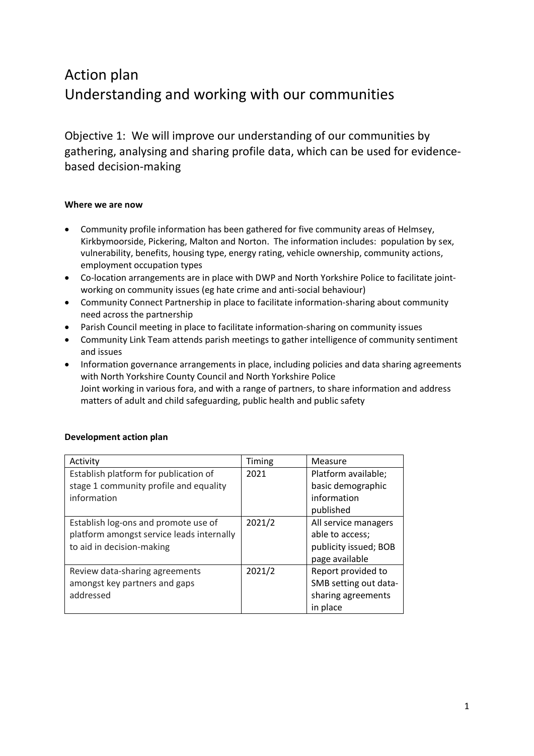# Action plan
# Understanding and working with our communities

## Objective 1: We will improve our understanding of our communities by gathering, analysing and sharing profile data, which can be used for evidence-based decision-making

**Where we are now**

- Community profile information has been gathered for five community areas of Helmsey, Kirkbymoorside, Pickering, Malton and Norton. The information includes: population by sex, vulnerability, benefits, housing type, energy rating, vehicle ownership, community actions, employment occupation types
- Co-location arrangements are in place with DWP and North Yorkshire Police to facilitate joint-working on community issues (eg hate crime and anti-social behaviour)
- Community Connect Partnership in place to facilitate information-sharing about community need across the partnership
- Parish Council meeting in place to facilitate information-sharing on community issues
- Community Link Team attends parish meetings to gather intelligence of community sentiment and issues
- Information governance arrangements in place, including policies and data sharing agreements with North Yorkshire County Council and North Yorkshire Police
  Joint working in various fora, and with a range of partners, to share information and address matters of adult and child safeguarding, public health and public safety

**Development action plan**

| Activity | Timing | Measure |
|---|---|---|
| Establish platform for publication of stage 1 community profile and equality information | 2021 | Platform available; basic demographic information published |
| Establish log-ons and promote use of platform amongst service leads internally to aid in decision-making | 2021/2 | All service managers able to access; publicity issued; BOB page available |
| Review data-sharing agreements amongst key partners and gaps addressed | 2021/2 | Report provided to SMB setting out data-sharing agreements in place |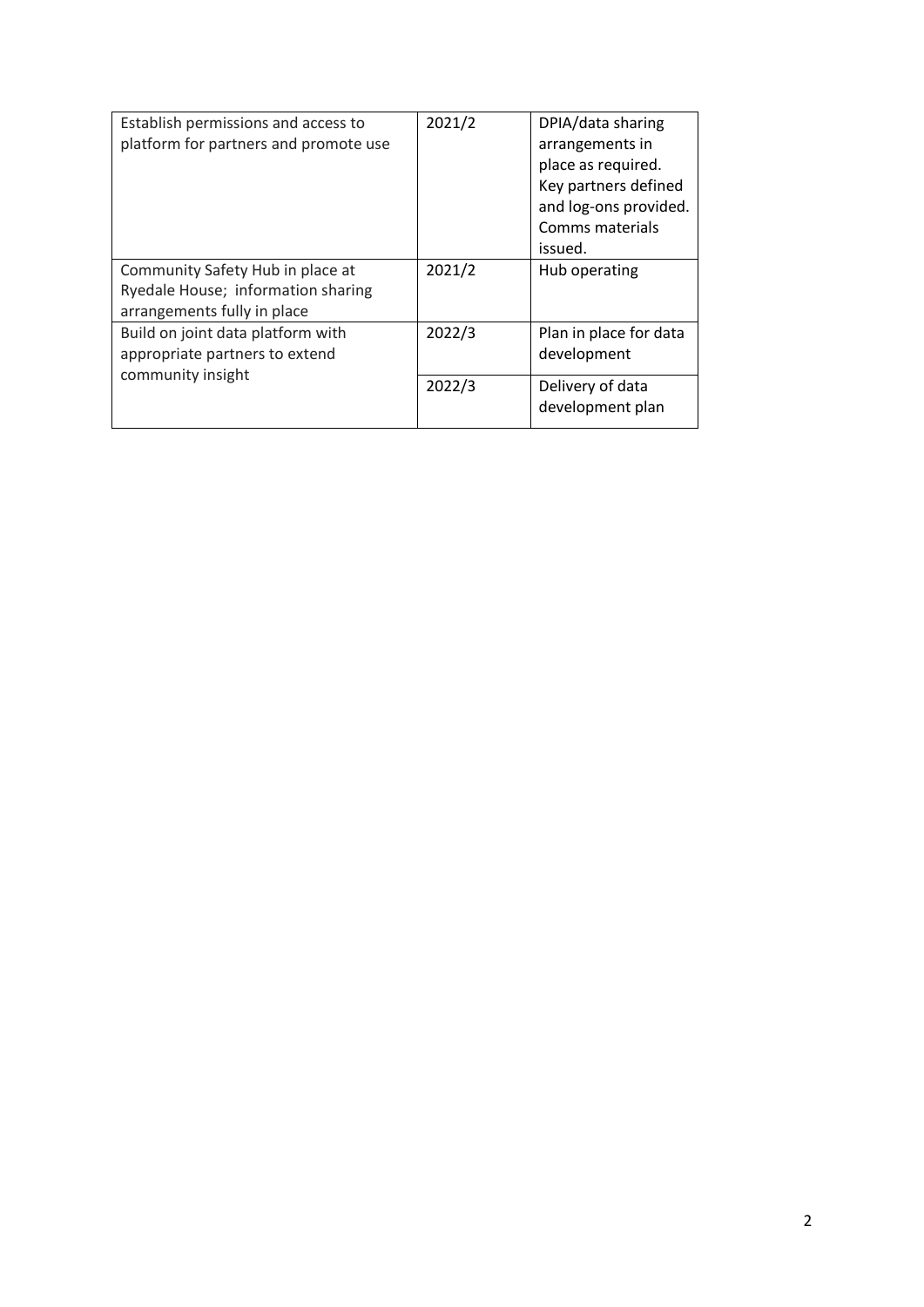| | | |
|---|---|---|
| Establish permissions and access to platform for partners and promote use | 2021/2 | DPIA/data sharing arrangements in place as required. Key partners defined and log-ons provided. Comms materials issued. |
| Community Safety Hub in place at Ryedale House; information sharing arrangements fully in place | 2021/2 | Hub operating |
| Build on joint data platform with appropriate partners to extend community insight | 2022/3 | Plan in place for data development |
| | 2022/3 | Delivery of data development plan |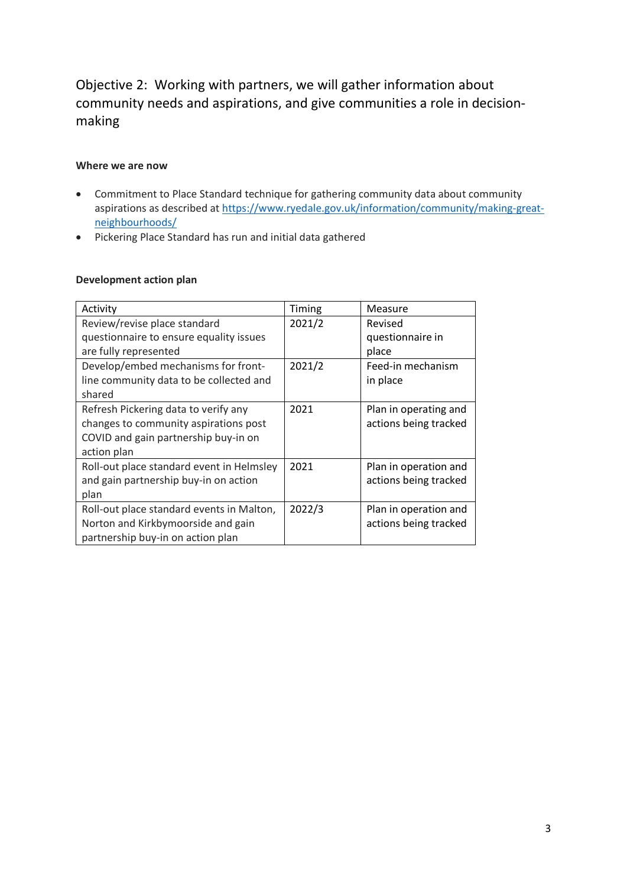## Objective 2: Working with partners, we will gather information about community needs and aspirations, and give communities a role in decision-making

**Where we are now**

- Commitment to Place Standard technique for gathering community data about community aspirations as described at [https://www.ryedale.gov.uk/information/community/making-great-neighbourhoods/](https://www.ryedale.gov.uk/information/community/making-great-neighbourhoods/)
- Pickering Place Standard has run and initial data gathered

**Development action plan**

| Activity | Timing | Measure |
|---|---|---|
| Review/revise place standard questionnaire to ensure equality issues are fully represented | 2021/2 | Revised questionnaire in place |
| Develop/embed mechanisms for front-line community data to be collected and shared | 2021/2 | Feed-in mechanism in place |
| Refresh Pickering data to verify any changes to community aspirations post COVID and gain partnership buy-in on action plan | 2021 | Plan in operating and actions being tracked |
| Roll-out place standard event in Helmsley and gain partnership buy-in on action plan | 2021 | Plan in operation and actions being tracked |
| Roll-out place standard events in Malton, Norton and Kirkbymoorside and gain partnership buy-in on action plan | 2022/3 | Plan in operation and actions being tracked |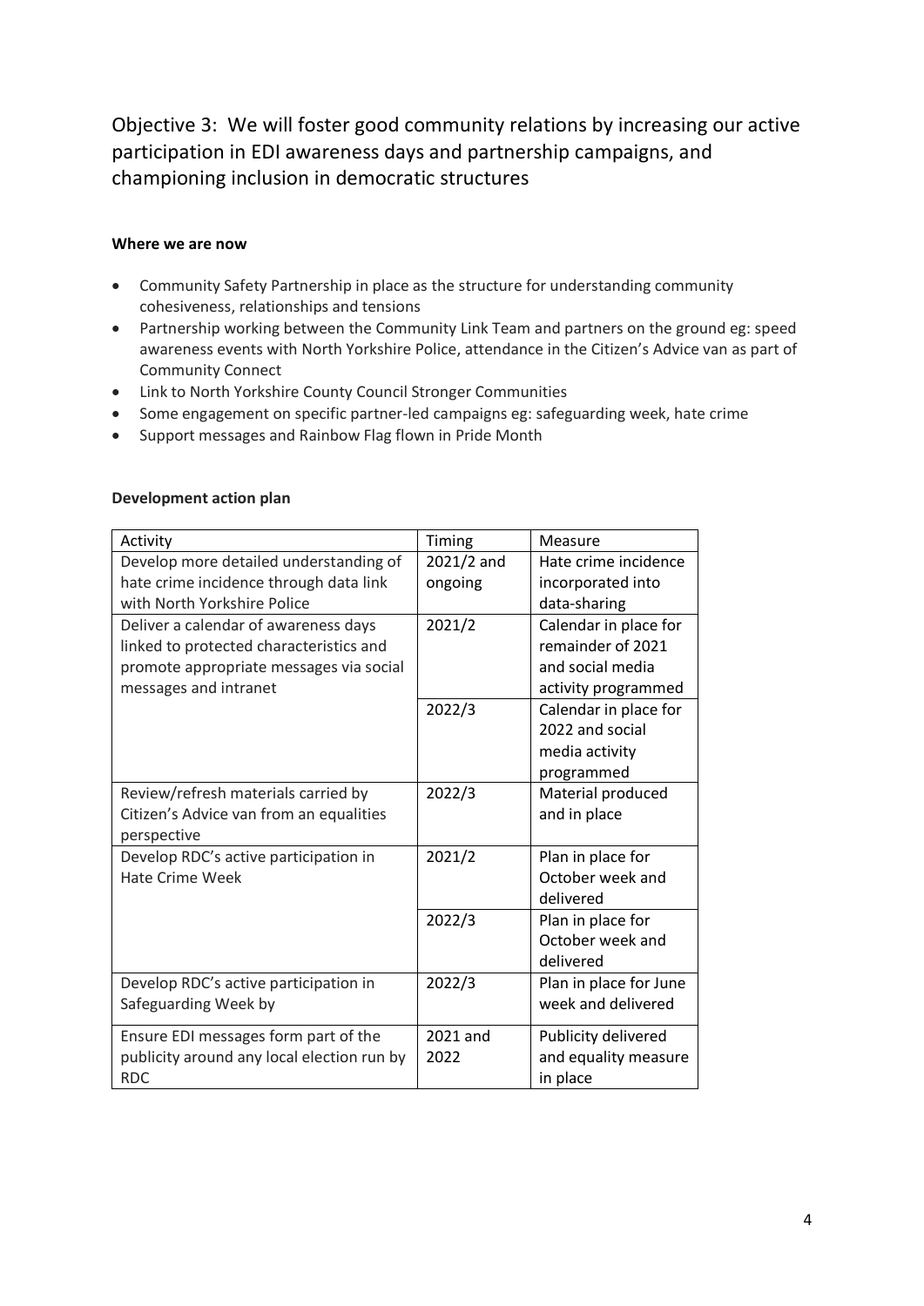## Objective 3: We will foster good community relations by increasing our active participation in EDI awareness days and partnership campaigns, and championing inclusion in democratic structures

**Where we are now**

- Community Safety Partnership in place as the structure for understanding community cohesiveness, relationships and tensions
- Partnership working between the Community Link Team and partners on the ground eg: speed awareness events with North Yorkshire Police, attendance in the Citizen's Advice van as part of Community Connect
- Link to North Yorkshire County Council Stronger Communities
- Some engagement on specific partner-led campaigns eg: safeguarding week, hate crime
- Support messages and Rainbow Flag flown in Pride Month

**Development action plan**

| Activity | Timing | Measure |
| --- | --- | --- |
| Develop more detailed understanding of hate crime incidence through data link with North Yorkshire Police | 2021/2 and ongoing | Hate crime incidence incorporated into data-sharing |
| Deliver a calendar of awareness days linked to protected characteristics and promote appropriate messages via social messages and intranet | 2021/2 | Calendar in place for remainder of 2021 and social media activity programmed |
| | 2022/3 | Calendar in place for 2022 and social media activity programmed |
| Review/refresh materials carried by Citizen's Advice van from an equalities perspective | 2022/3 | Material produced and in place |
| Develop RDC's active participation in Hate Crime Week | 2021/2 | Plan in place for October week and delivered |
| | 2022/3 | Plan in place for October week and delivered |
| Develop RDC's active participation in Safeguarding Week by | 2022/3 | Plan in place for June week and delivered |
| Ensure EDI messages form part of the publicity around any local election run by RDC | 2021 and 2022 | Publicity delivered and equality measure in place |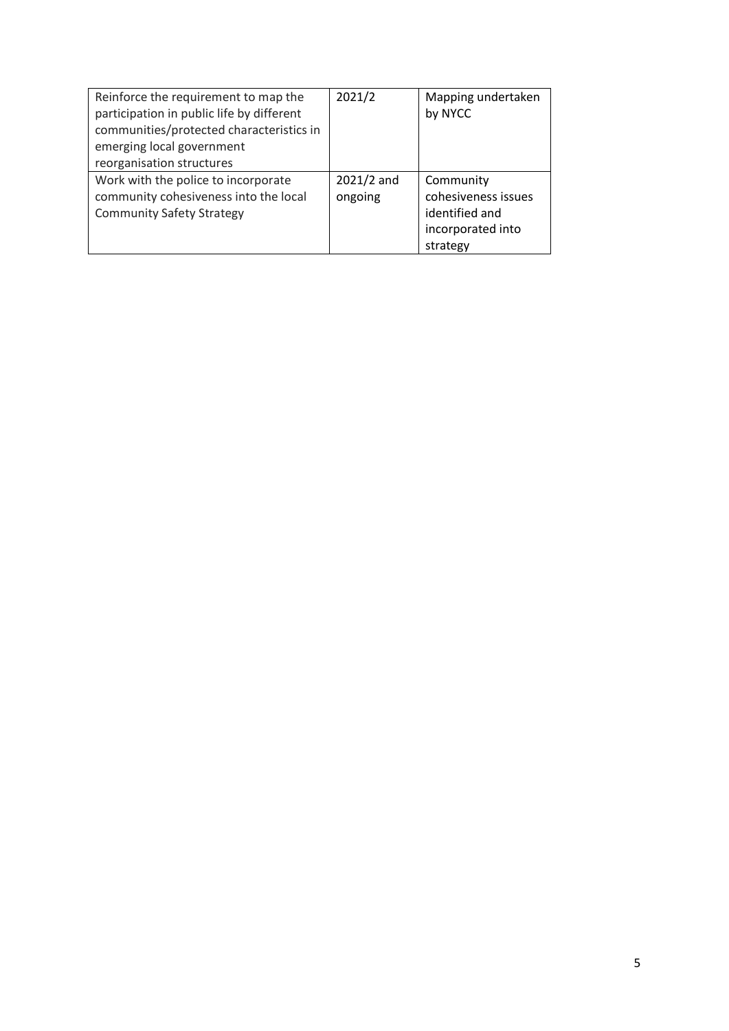| | | |
|---|---|---|
| Reinforce the requirement to map the participation in public life by different communities/protected characteristics in emerging local government reorganisation structures | 2021/2 | Mapping undertaken by NYCC |
| Work with the police to incorporate community cohesiveness into the local Community Safety Strategy | 2021/2 and ongoing | Community cohesiveness issues identified and incorporated into strategy |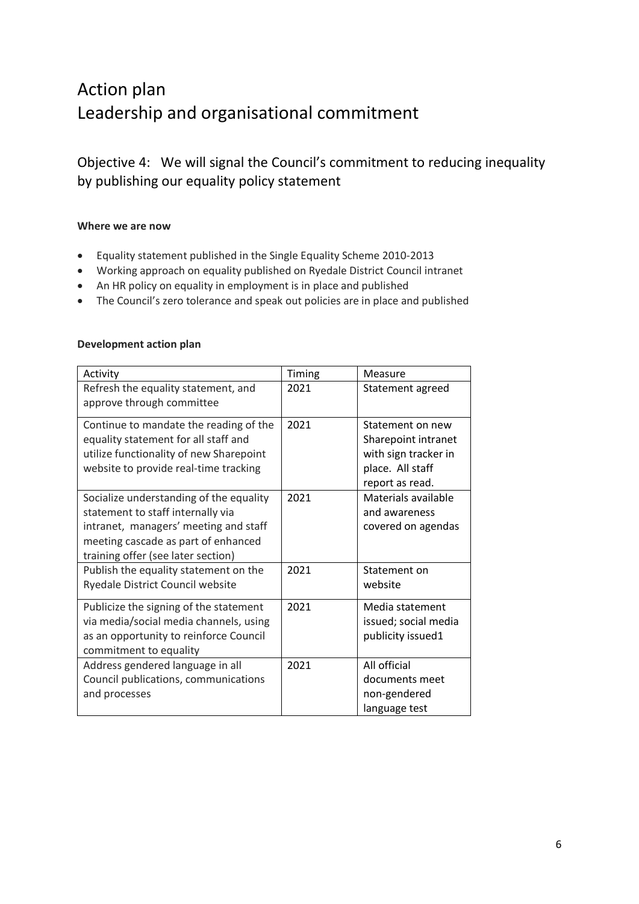# Action plan
# Leadership and organisational commitment

## Objective 4: We will signal the Council's commitment to reducing inequality by publishing our equality policy statement

**Where we are now**

- Equality statement published in the Single Equality Scheme 2010-2013
- Working approach on equality published on Ryedale District Council intranet
- An HR policy on equality in employment is in place and published
- The Council's zero tolerance and speak out policies are in place and published

**Development action plan**

| Activity | Timing | Measure |
|---|---|---|
| Refresh the equality statement, and approve through committee | 2021 | Statement agreed |
| Continue to mandate the reading of the equality statement for all staff and utilize functionality of new Sharepoint website to provide real-time tracking | 2021 | Statement on new Sharepoint intranet with sign tracker in place. All staff report as read. |
| Socialize understanding of the equality statement to staff internally via intranet, managers' meeting and staff meeting cascade as part of enhanced training offer (see later section) | 2021 | Materials available and awareness covered on agendas |
| Publish the equality statement on the Ryedale District Council website | 2021 | Statement on website |
| Publicize the signing of the statement via media/social media channels, using as an opportunity to reinforce Council commitment to equality | 2021 | Media statement issued; social media publicity issued1 |
| Address gendered language in all Council publications, communications and processes | 2021 | All official documents meet non-gendered language test |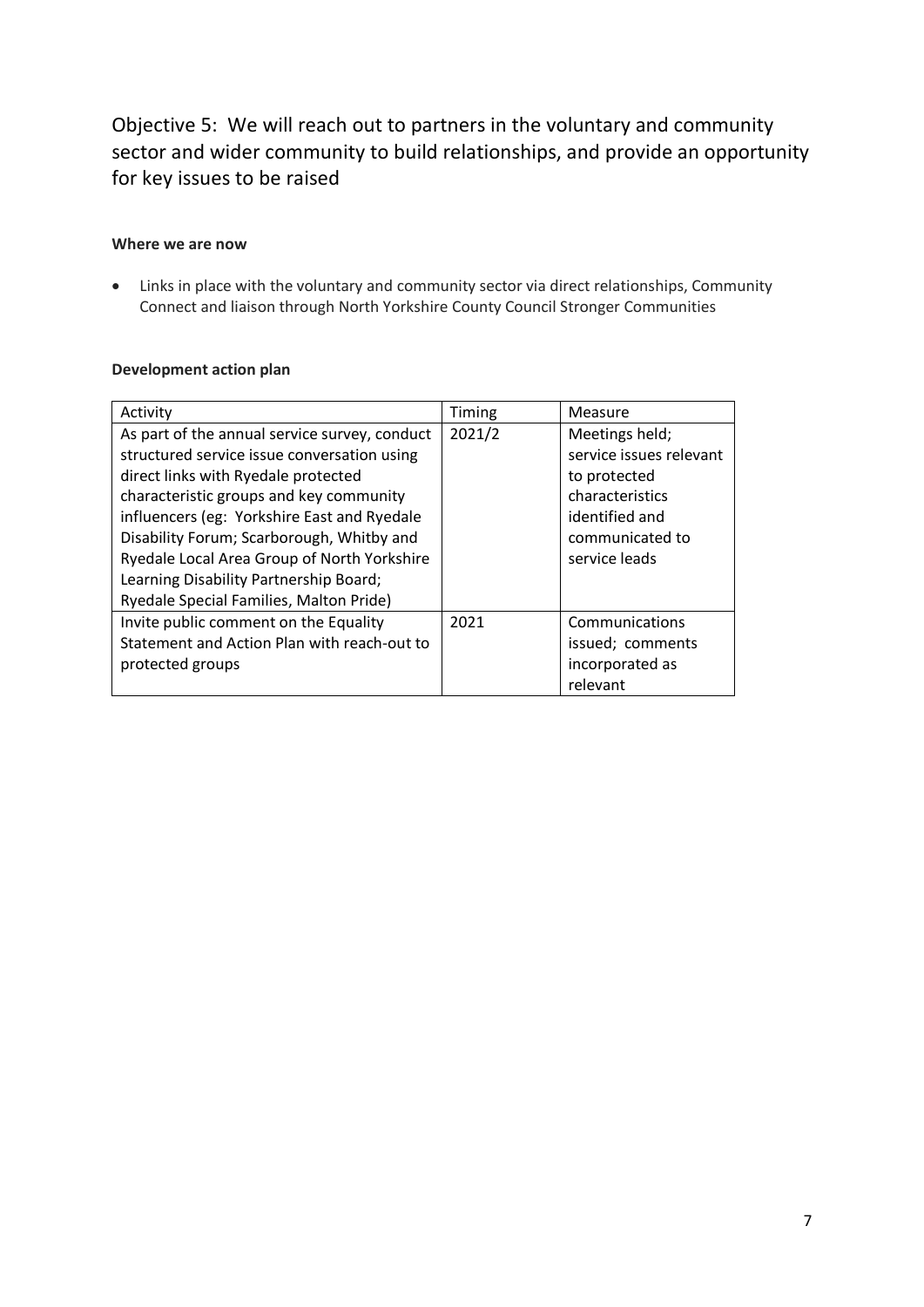## Objective 5: We will reach out to partners in the voluntary and community sector and wider community to build relationships, and provide an opportunity for key issues to be raised

**Where we are now**

- Links in place with the voluntary and community sector via direct relationships, Community Connect and liaison through North Yorkshire County Council Stronger Communities

**Development action plan**

| Activity | Timing | Measure |
|---|---|---|
| As part of the annual service survey, conduct structured service issue conversation using direct links with Ryedale protected characteristic groups and key community influencers (eg: Yorkshire East and Ryedale Disability Forum; Scarborough, Whitby and Ryedale Local Area Group of North Yorkshire Learning Disability Partnership Board; Ryedale Special Families, Malton Pride) | 2021/2 | Meetings held; service issues relevant to protected characteristics identified and communicated to service leads |
| Invite public comment on the Equality Statement and Action Plan with reach-out to protected groups | 2021 | Communications issued; comments incorporated as relevant |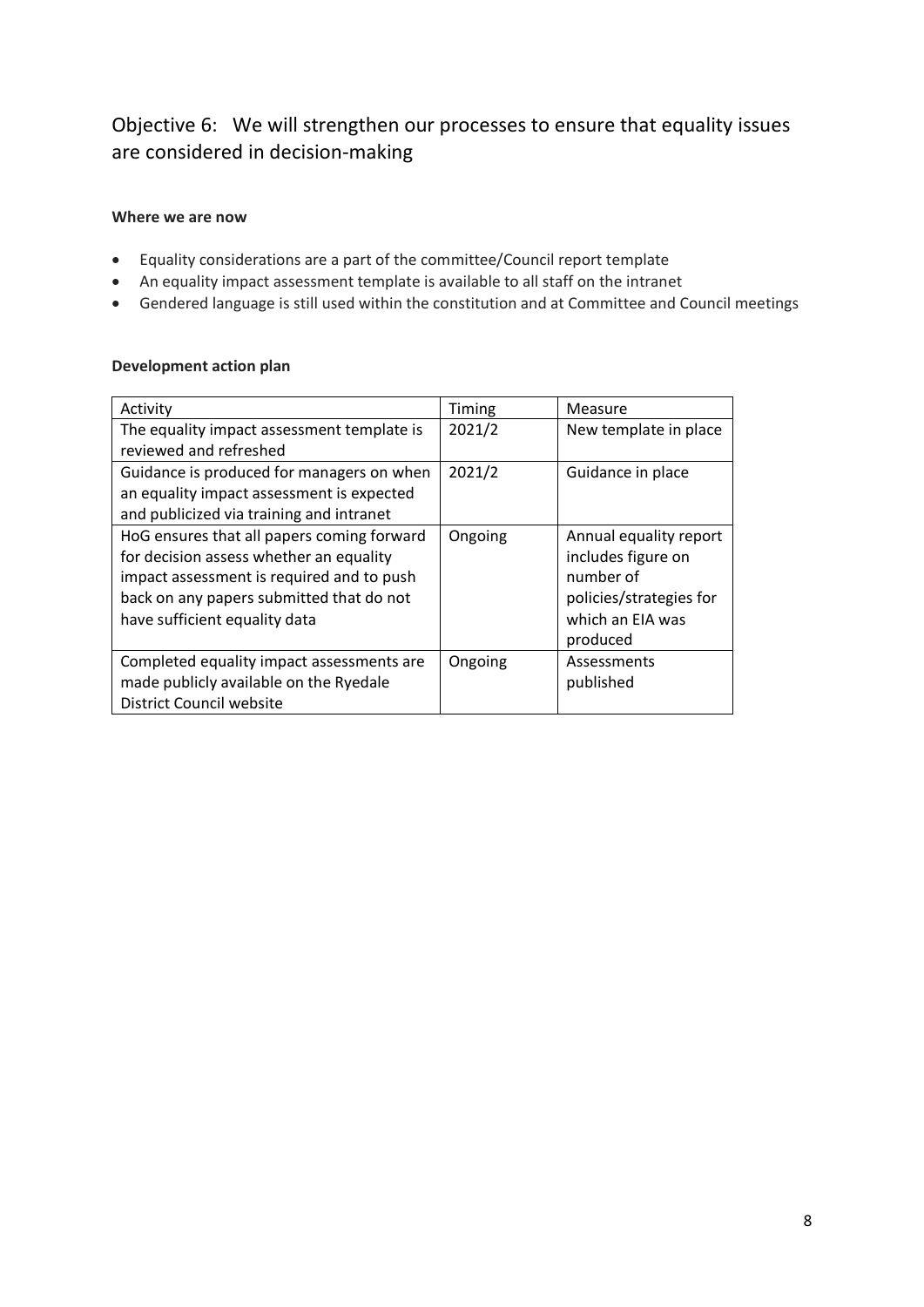## Objective 6: We will strengthen our processes to ensure that equality issues are considered in decision-making

**Where we are now**

- Equality considerations are a part of the committee/Council report template
- An equality impact assessment template is available to all staff on the intranet
- Gendered language is still used within the constitution and at Committee and Council meetings

**Development action plan**

| Activity | Timing | Measure |
|---|---|---|
| The equality impact assessment template is reviewed and refreshed | 2021/2 | New template in place |
| Guidance is produced for managers on when an equality impact assessment is expected and publicized via training and intranet | 2021/2 | Guidance in place |
| HoG ensures that all papers coming forward for decision assess whether an equality impact assessment is required and to push back on any papers submitted that do not have sufficient equality data | Ongoing | Annual equality report includes figure on number of policies/strategies for which an EIA was produced |
| Completed equality impact assessments are made publicly available on the Ryedale District Council website | Ongoing | Assessments published |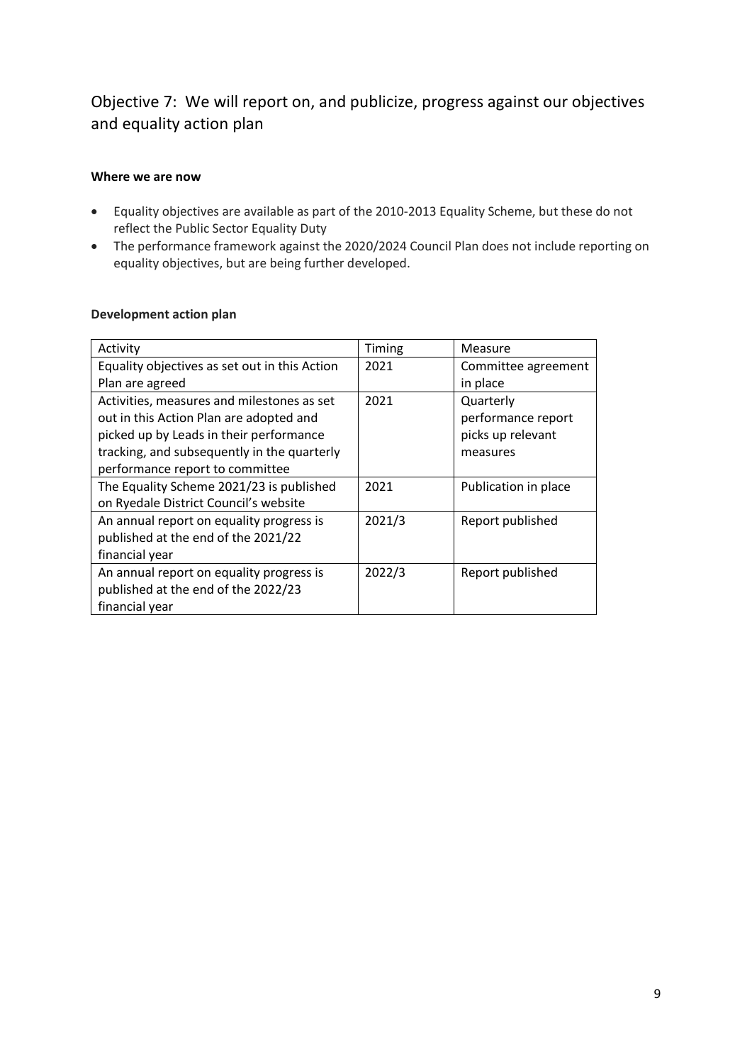## Objective 7: We will report on, and publicize, progress against our objectives and equality action plan

**Where we are now**

- Equality objectives are available as part of the 2010-2013 Equality Scheme, but these do not reflect the Public Sector Equality Duty
- The performance framework against the 2020/2024 Council Plan does not include reporting on equality objectives, but are being further developed.

**Development action plan**

| Activity | Timing | Measure |
| --- | --- | --- |
| Equality objectives as set out in this Action Plan are agreed | 2021 | Committee agreement in place |
| Activities, measures and milestones as set out in this Action Plan are adopted and picked up by Leads in their performance tracking, and subsequently in the quarterly performance report to committee | 2021 | Quarterly performance report picks up relevant measures |
| The Equality Scheme 2021/23 is published on Ryedale District Council's website | 2021 | Publication in place |
| An annual report on equality progress is published at the end of the 2021/22 financial year | 2021/3 | Report published |
| An annual report on equality progress is published at the end of the 2022/23 financial year | 2022/3 | Report published |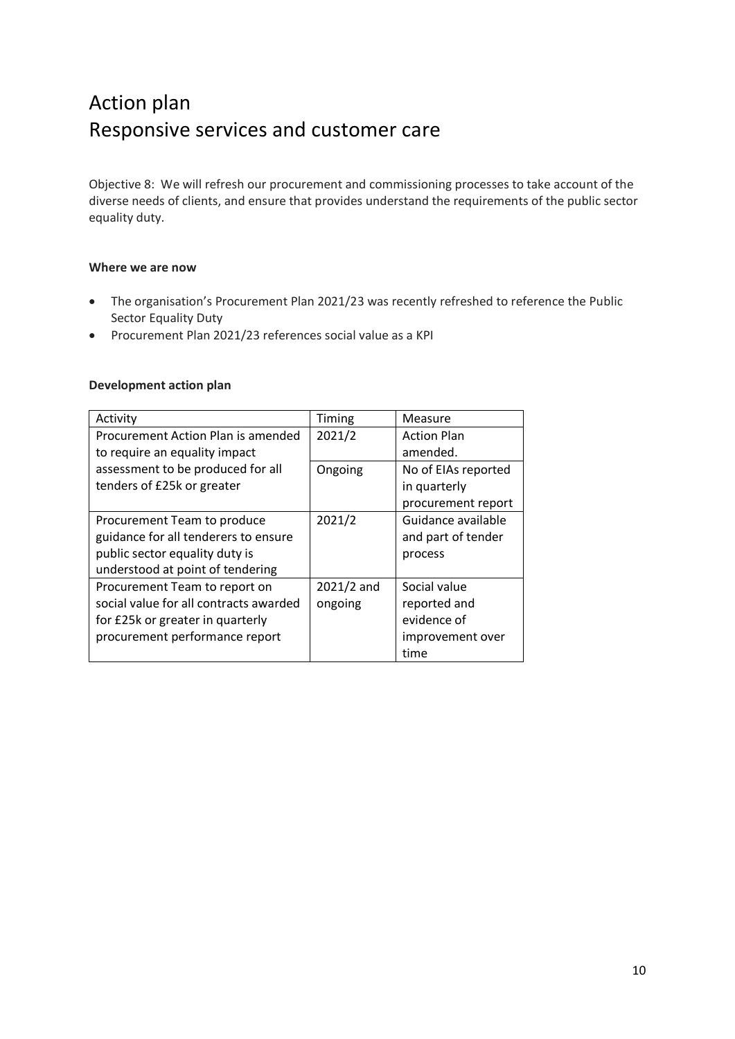# Action plan
# Responsive services and customer care

Objective 8: We will refresh our procurement and commissioning processes to take account of the diverse needs of clients, and ensure that provides understand the requirements of the public sector equality duty.

**Where we are now**

- The organisation's Procurement Plan 2021/23 was recently refreshed to reference the Public Sector Equality Duty
- Procurement Plan 2021/23 references social value as a KPI

**Development action plan**

| Activity | Timing | Measure |
|---|---|---|
| Procurement Action Plan is amended to require an equality impact assessment to be produced for all tenders of £25k or greater | 2021/2 | Action Plan amended. |
| | Ongoing | No of EIAs reported in quarterly procurement report |
| Procurement Team to produce guidance for all tenderers to ensure public sector equality duty is understood at point of tendering | 2021/2 | Guidance available and part of tender process |
| Procurement Team to report on social value for all contracts awarded for £25k or greater in quarterly procurement performance report | 2021/2 and ongoing | Social value reported and evidence of improvement over time |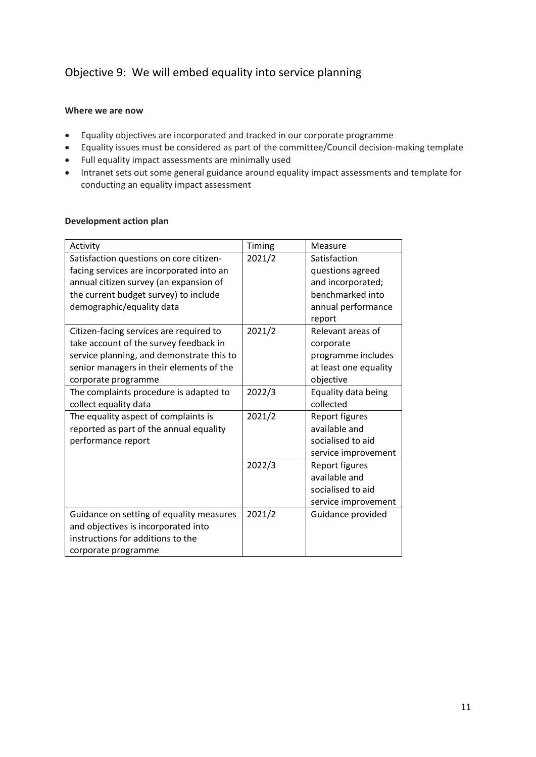## Objective 9: We will embed equality into service planning

**Where we are now**

- Equality objectives are incorporated and tracked in our corporate programme
- Equality issues must be considered as part of the committee/Council decision-making template
- Full equality impact assessments are minimally used
- Intranet sets out some general guidance around equality impact assessments and template for conducting an equality impact assessment

**Development action plan**

| Activity | Timing | Measure |
|---|---|---|
| Satisfaction questions on core citizen-facing services are incorporated into an annual citizen survey (an expansion of the current budget survey) to include demographic/equality data | 2021/2 | Satisfaction questions agreed and incorporated; benchmarked into annual performance report |
| Citizen-facing services are required to take account of the survey feedback in service planning, and demonstrate this to senior managers in their elements of the corporate programme | 2021/2 | Relevant areas of corporate programme includes at least one equality objective |
| The complaints procedure is adapted to collect equality data | 2022/3 | Equality data being collected |
| The equality aspect of complaints is reported as part of the annual equality performance report | 2021/2 | Report figures available and socialised to aid service improvement |
| | 2022/3 | Report figures available and socialised to aid service improvement |
| Guidance on setting of equality measures and objectives is incorporated into instructions for additions to the corporate programme | 2021/2 | Guidance provided |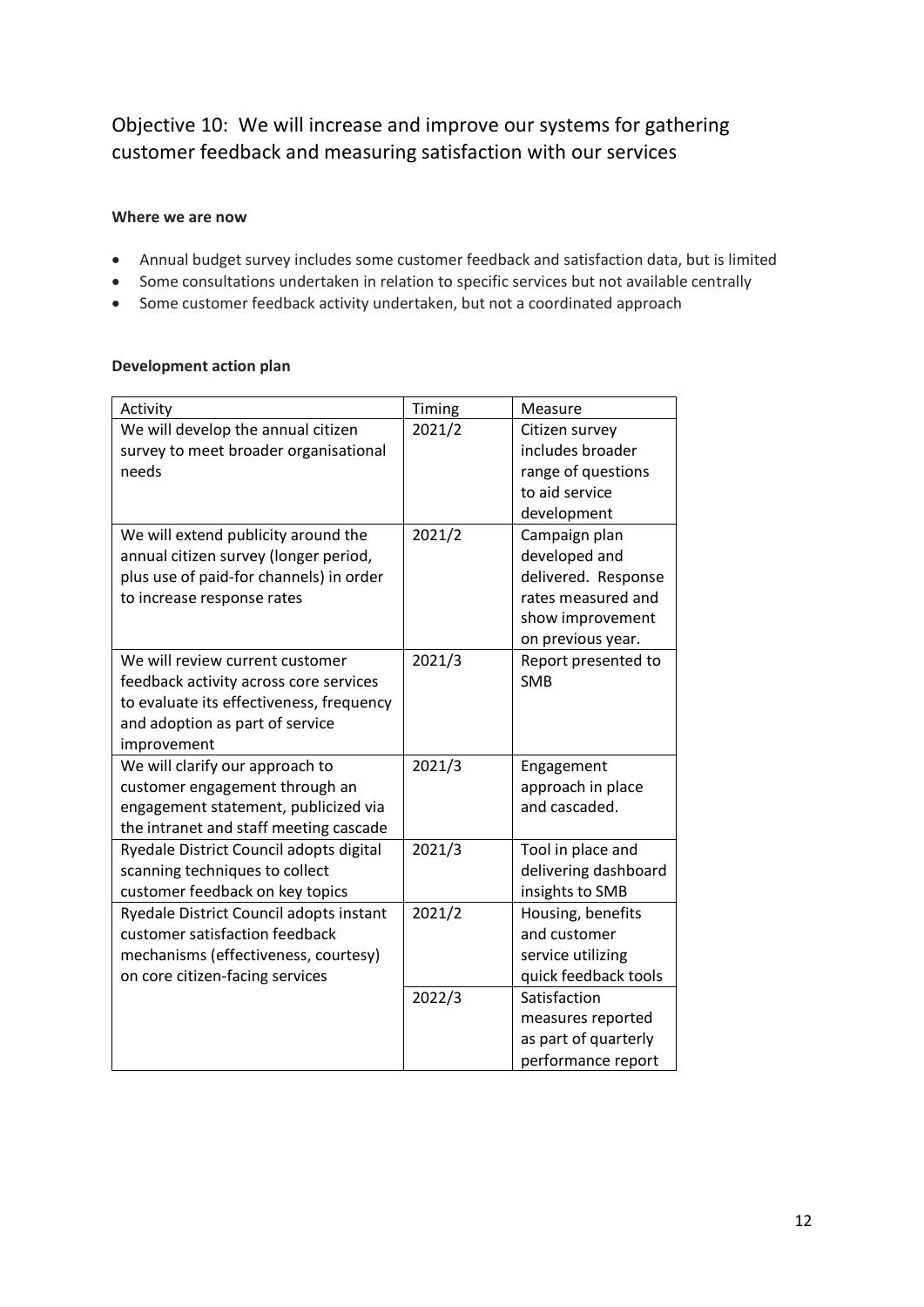## Objective 10: We will increase and improve our systems for gathering customer feedback and measuring satisfaction with our services

**Where we are now**

- Annual budget survey includes some customer feedback and satisfaction data, but is limited
- Some consultations undertaken in relation to specific services but not available centrally
- Some customer feedback activity undertaken, but not a coordinated approach

**Development action plan**

| Activity | Timing | Measure |
|---|---|---|
| We will develop the annual citizen survey to meet broader organisational needs | 2021/2 | Citizen survey includes broader range of questions to aid service development |
| We will extend publicity around the annual citizen survey (longer period, plus use of paid-for channels) in order to increase response rates | 2021/2 | Campaign plan developed and delivered. Response rates measured and show improvement on previous year. |
| We will review current customer feedback activity across core services to evaluate its effectiveness, frequency and adoption as part of service improvement | 2021/3 | Report presented to SMB |
| We will clarify our approach to customer engagement through an engagement statement, publicized via the intranet and staff meeting cascade | 2021/3 | Engagement approach in place and cascaded. |
| Ryedale District Council adopts digital scanning techniques to collect customer feedback on key topics | 2021/3 | Tool in place and delivering dashboard insights to SMB |
| Ryedale District Council adopts instant customer satisfaction feedback mechanisms (effectiveness, courtesy) on core citizen-facing services | 2021/2 | Housing, benefits and customer service utilizing quick feedback tools |
| | 2022/3 | Satisfaction measures reported as part of quarterly performance report |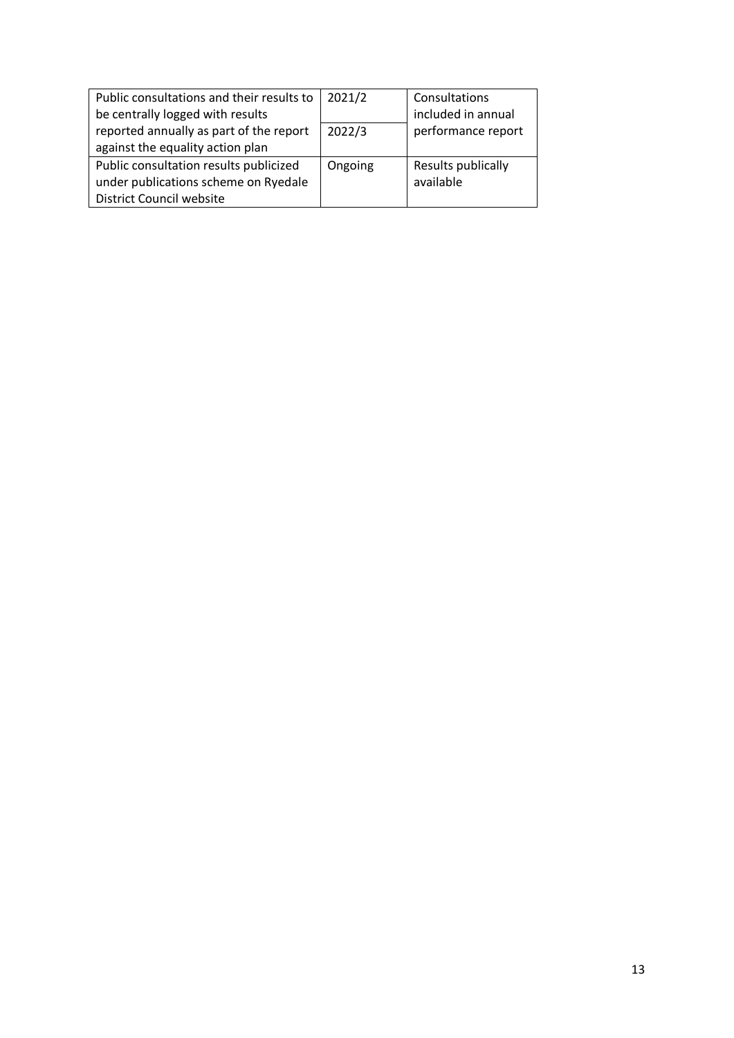| | | |
|---|---|---|
| Public consultations and their results to be centrally logged with results reported annually as part of the report against the equality action plan | 2021/2 | Consultations included in annual performance report |
| | 2022/3 | |
| Public consultation results publicized under publications scheme on Ryedale District Council website | Ongoing | Results publically available |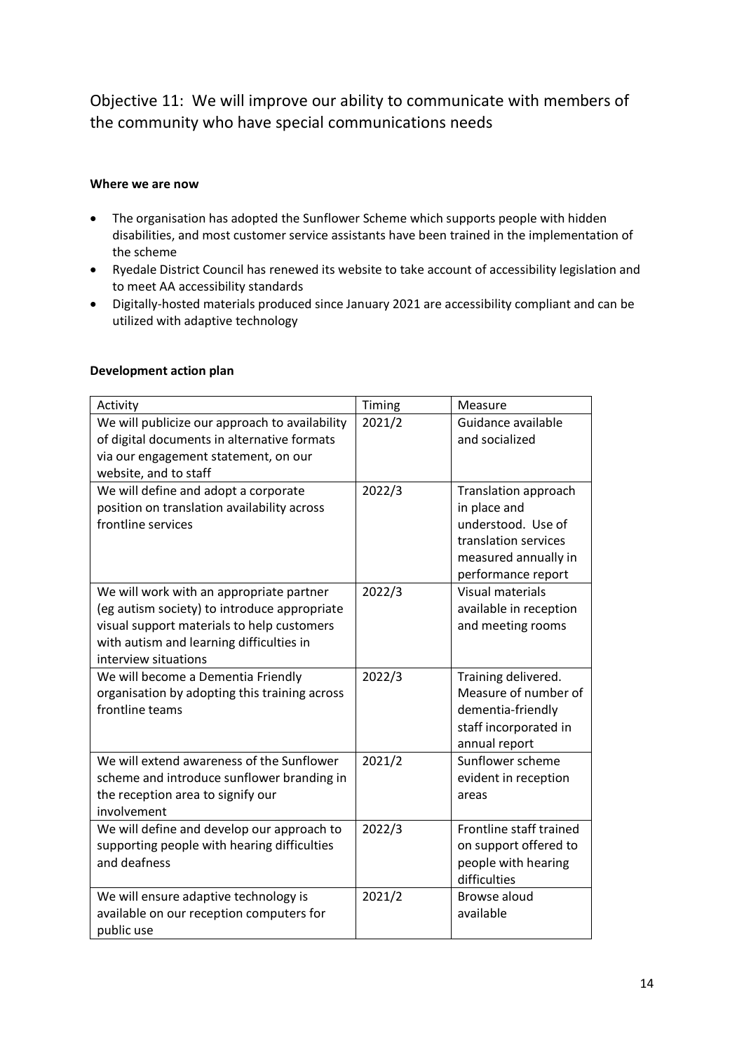## Objective 11: We will improve our ability to communicate with members of the community who have special communications needs

**Where we are now**

- The organisation has adopted the Sunflower Scheme which supports people with hidden disabilities, and most customer service assistants have been trained in the implementation of the scheme
- Ryedale District Council has renewed its website to take account of accessibility legislation and to meet AA accessibility standards
- Digitally-hosted materials produced since January 2021 are accessibility compliant and can be utilized with adaptive technology

**Development action plan**

| Activity | Timing | Measure |
|---|---|---|
| We will publicize our approach to availability of digital documents in alternative formats via our engagement statement, on our website, and to staff | 2021/2 | Guidance available and socialized |
| We will define and adopt a corporate position on translation availability across frontline services | 2022/3 | Translation approach in place and understood. Use of translation services measured annually in performance report |
| We will work with an appropriate partner (eg autism society) to introduce appropriate visual support materials to help customers with autism and learning difficulties in interview situations | 2022/3 | Visual materials available in reception and meeting rooms |
| We will become a Dementia Friendly organisation by adopting this training across frontline teams | 2022/3 | Training delivered. Measure of number of dementia-friendly staff incorporated in annual report |
| We will extend awareness of the Sunflower scheme and introduce sunflower branding in the reception area to signify our involvement | 2021/2 | Sunflower scheme evident in reception areas |
| We will define and develop our approach to supporting people with hearing difficulties and deafness | 2022/3 | Frontline staff trained on support offered to people with hearing difficulties |
| We will ensure adaptive technology is available on our reception computers for public use | 2021/2 | Browse aloud available |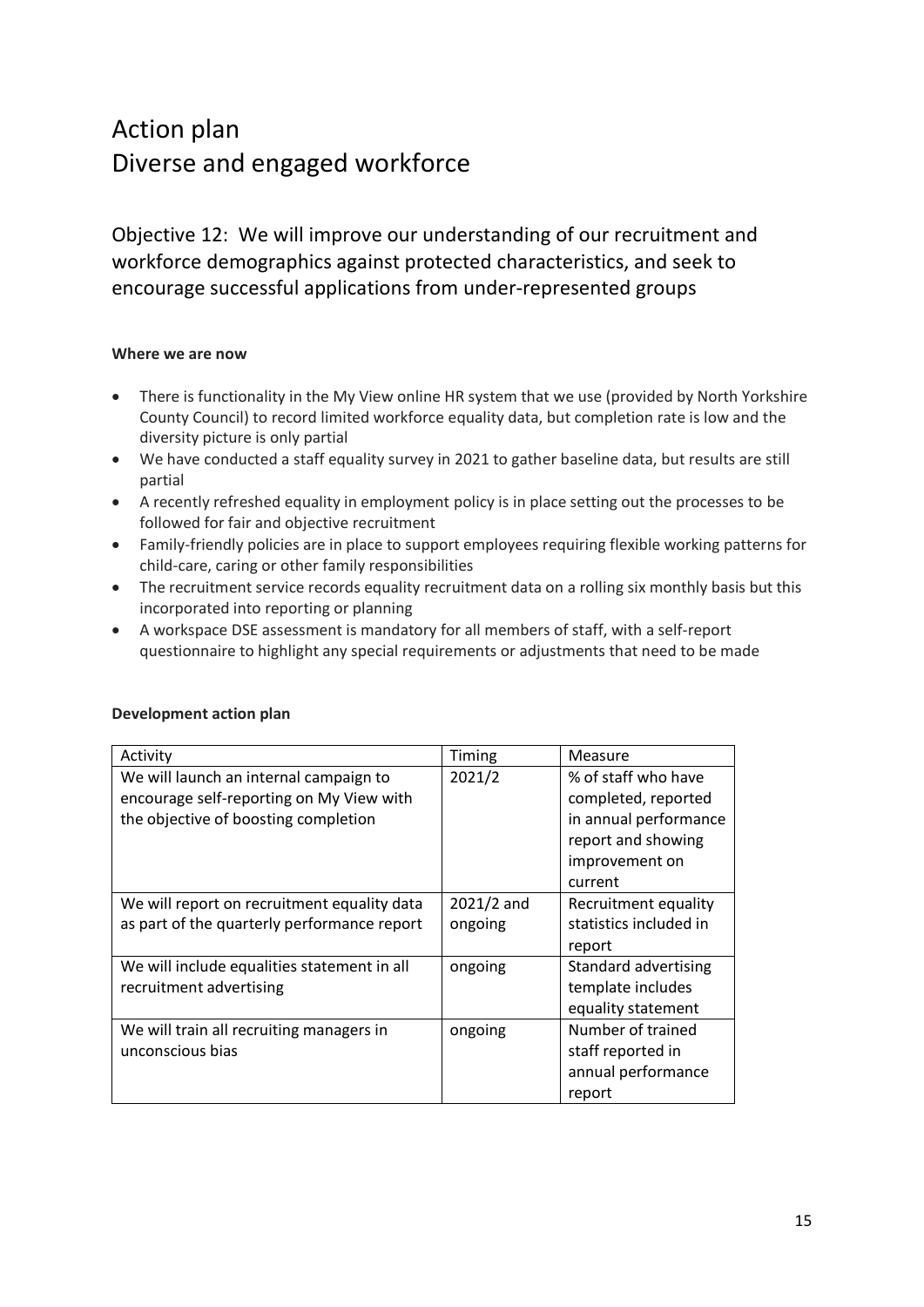# Action plan
# Diverse and engaged workforce

## Objective 12: We will improve our understanding of our recruitment and workforce demographics against protected characteristics, and seek to encourage successful applications from under-represented groups

**Where we are now**

- There is functionality in the My View online HR system that we use (provided by North Yorkshire County Council) to record limited workforce equality data, but completion rate is low and the diversity picture is only partial
- We have conducted a staff equality survey in 2021 to gather baseline data, but results are still partial
- A recently refreshed equality in employment policy is in place setting out the processes to be followed for fair and objective recruitment
- Family-friendly policies are in place to support employees requiring flexible working patterns for child-care, caring or other family responsibilities
- The recruitment service records equality recruitment data on a rolling six monthly basis but this incorporated into reporting or planning
- A workspace DSE assessment is mandatory for all members of staff, with a self-report questionnaire to highlight any special requirements or adjustments that need to be made

**Development action plan**

| Activity | Timing | Measure |
|---|---|---|
| We will launch an internal campaign to encourage self-reporting on My View with the objective of boosting completion | 2021/2 | % of staff who have completed, reported in annual performance report and showing improvement on current |
| We will report on recruitment equality data as part of the quarterly performance report | 2021/2 and ongoing | Recruitment equality statistics included in report |
| We will include equalities statement in all recruitment advertising | ongoing | Standard advertising template includes equality statement |
| We will train all recruiting managers in unconscious bias | ongoing | Number of trained staff reported in annual performance report |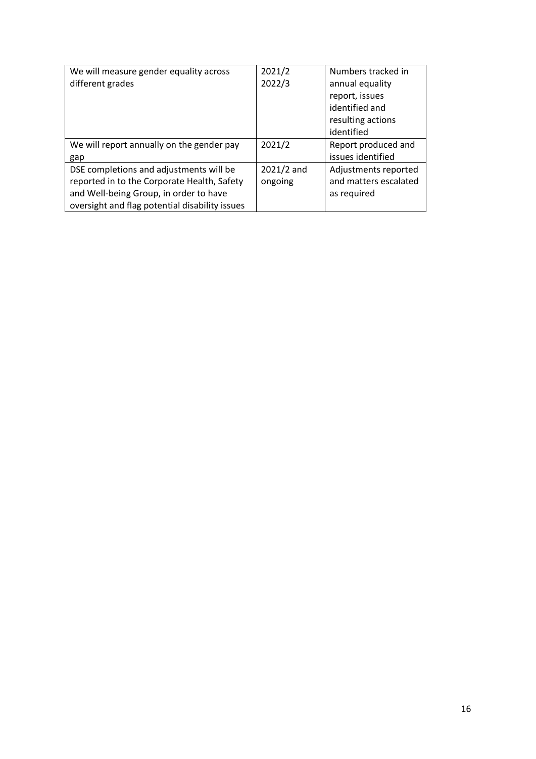| We will measure gender equality across different grades | 2021/2<br>2022/3 | Numbers tracked in annual equality report, issues identified and resulting actions identified |
|---|---|---|
| We will report annually on the gender pay gap | 2021/2 | Report produced and issues identified |
| DSE completions and adjustments will be reported in to the Corporate Health, Safety and Well-being Group, in order to have oversight and flag potential disability issues | 2021/2 and ongoing | Adjustments reported and matters escalated as required |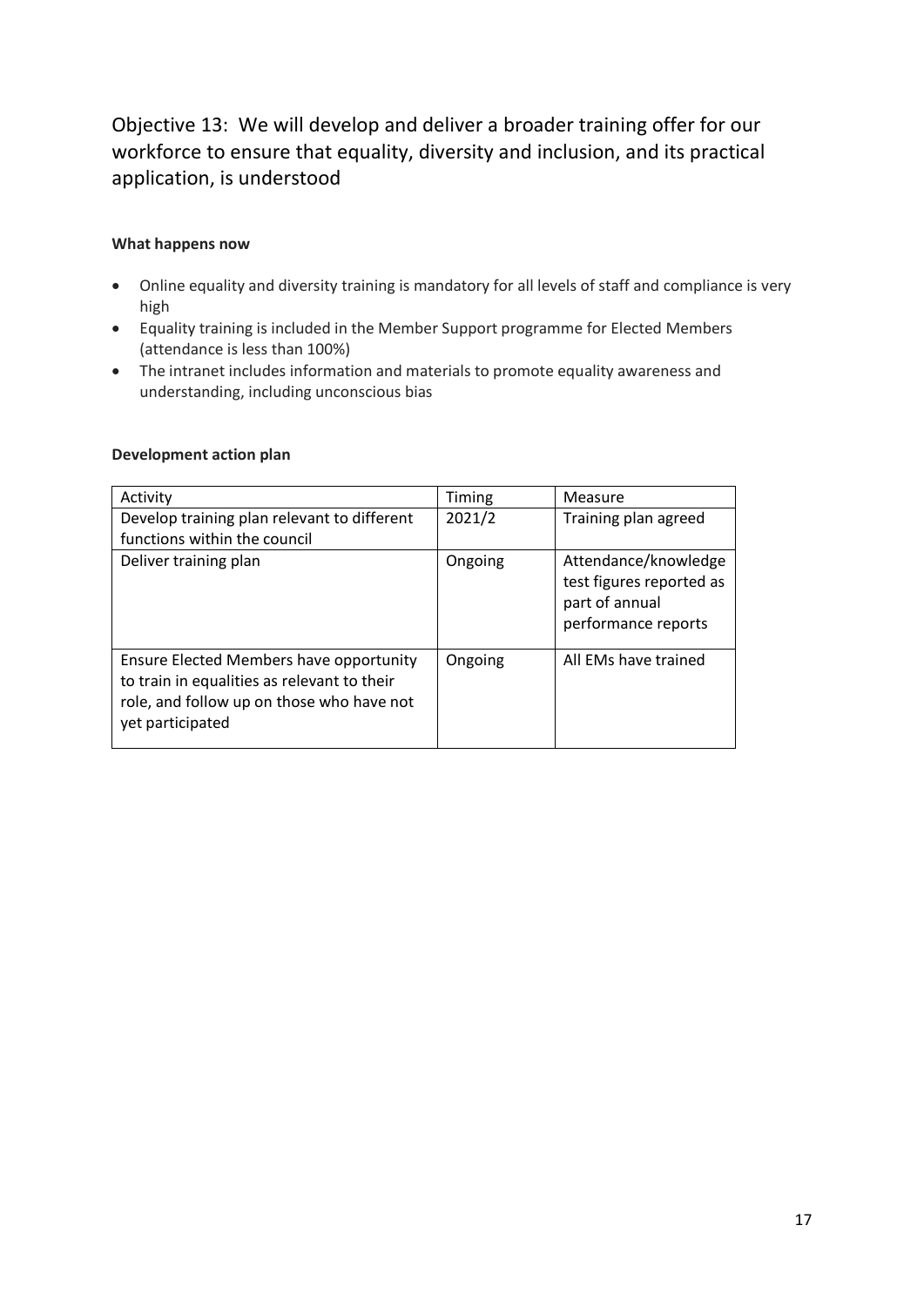## Objective 13: We will develop and deliver a broader training offer for our workforce to ensure that equality, diversity and inclusion, and its practical application, is understood

**What happens now**

- Online equality and diversity training is mandatory for all levels of staff and compliance is very high
- Equality training is included in the Member Support programme for Elected Members (attendance is less than 100%)
- The intranet includes information and materials to promote equality awareness and understanding, including unconscious bias

**Development action plan**

| Activity | Timing | Measure |
|---|---|---|
| Develop training plan relevant to different functions within the council | 2021/2 | Training plan agreed |
| Deliver training plan | Ongoing | Attendance/knowledge test figures reported as part of annual performance reports |
| Ensure Elected Members have opportunity to train in equalities as relevant to their role, and follow up on those who have not yet participated | Ongoing | All EMs have trained |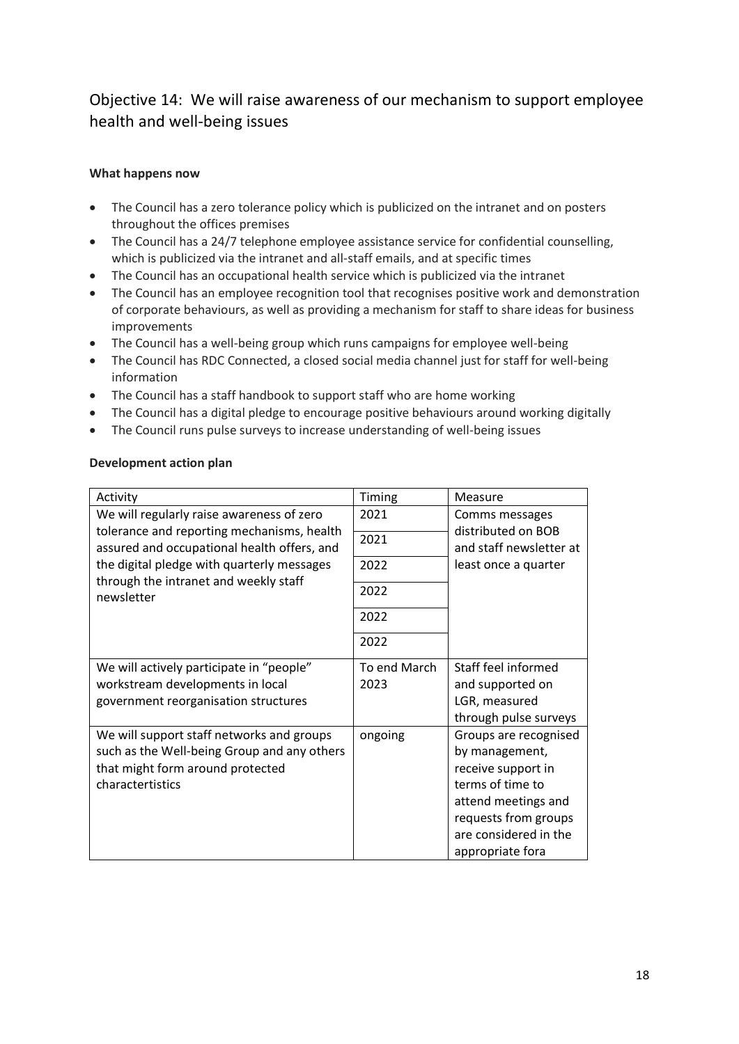## Objective 14: We will raise awareness of our mechanism to support employee health and well-being issues

**What happens now**

- The Council has a zero tolerance policy which is publicized on the intranet and on posters throughout the offices premises
- The Council has a 24/7 telephone employee assistance service for confidential counselling, which is publicized via the intranet and all-staff emails, and at specific times
- The Council has an occupational health service which is publicized via the intranet
- The Council has an employee recognition tool that recognises positive work and demonstration of corporate behaviours, as well as providing a mechanism for staff to share ideas for business improvements
- The Council has a well-being group which runs campaigns for employee well-being
- The Council has RDC Connected, a closed social media channel just for staff for well-being information
- The Council has a staff handbook to support staff who are home working
- The Council has a digital pledge to encourage positive behaviours around working digitally
- The Council runs pulse surveys to increase understanding of well-being issues

**Development action plan**

| Activity | Timing | Measure |
|---|---|---|
| We will regularly raise awareness of zero tolerance and reporting mechanisms, health assured and occupational health offers, and the digital pledge with quarterly messages through the intranet and weekly staff newsletter | 2021 | Comms messages distributed on BOB and staff newsletter at least once a quarter |
| | 2021 | |
| | 2022 | |
| | 2022 | |
| | 2022 | |
| | 2022 | |
| We will actively participate in "people" workstream developments in local government reorganisation structures | To end March 2023 | Staff feel informed and supported on LGR, measured through pulse surveys |
| We will support staff networks and groups such as the Well-being Group and any others that might form around protected charactertistics | ongoing | Groups are recognised by management, receive support in terms of time to attend meetings and requests from groups are considered in the appropriate fora |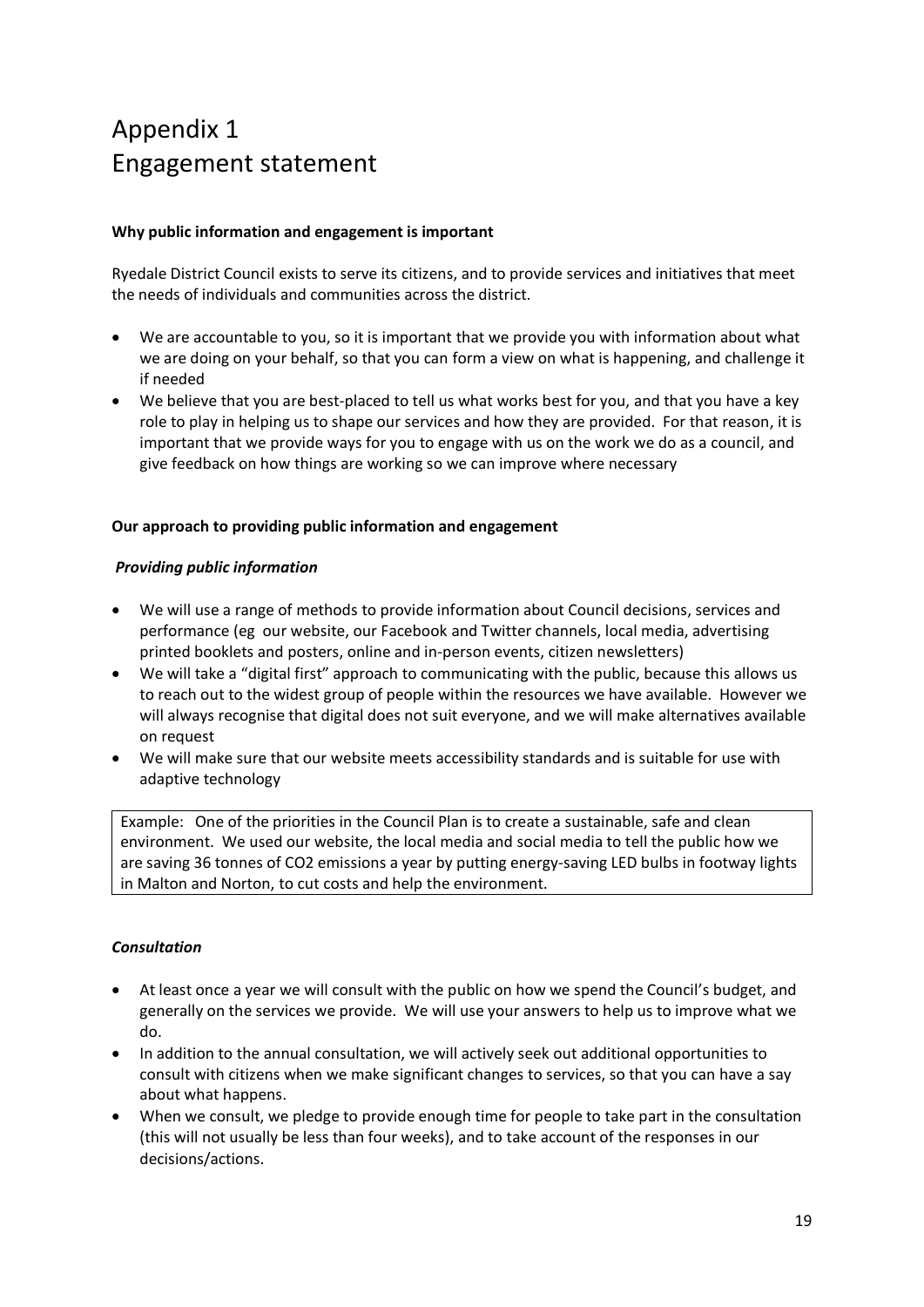# Appendix 1
# Engagement statement

**Why public information and engagement is important**

Ryedale District Council exists to serve its citizens, and to provide services and initiatives that meet the needs of individuals and communities across the district.

- We are accountable to you, so it is important that we provide you with information about what we are doing on your behalf, so that you can form a view on what is happening, and challenge it if needed
- We believe that you are best-placed to tell us what works best for you, and that you have a key role to play in helping us to shape our services and how they are provided. For that reason, it is important that we provide ways for you to engage with us on the work we do as a council, and give feedback on how things are working so we can improve where necessary

**Our approach to providing public information and engagement**

***Providing public information***

- We will use a range of methods to provide information about Council decisions, services and performance (eg our website, our Facebook and Twitter channels, local media, advertising printed booklets and posters, online and in-person events, citizen newsletters)
- We will take a "digital first" approach to communicating with the public, because this allows us to reach out to the widest group of people within the resources we have available. However we will always recognise that digital does not suit everyone, and we will make alternatives available on request
- We will make sure that our website meets accessibility standards and is suitable for use with adaptive technology

Example: One of the priorities in the Council Plan is to create a sustainable, safe and clean environment. We used our website, the local media and social media to tell the public how we are saving 36 tonnes of $CO_2$ emissions a year by putting energy-saving LED bulbs in footway lights in Malton and Norton, to cut costs and help the environment.

***Consultation***

- At least once a year we will consult with the public on how we spend the Council's budget, and generally on the services we provide. We will use your answers to help us to improve what we do.
- In addition to the annual consultation, we will actively seek out additional opportunities to consult with citizens when we make significant changes to services, so that you can have a say about what happens.
- When we consult, we pledge to provide enough time for people to take part in the consultation (this will not usually be less than four weeks), and to take account of the responses in our decisions/actions.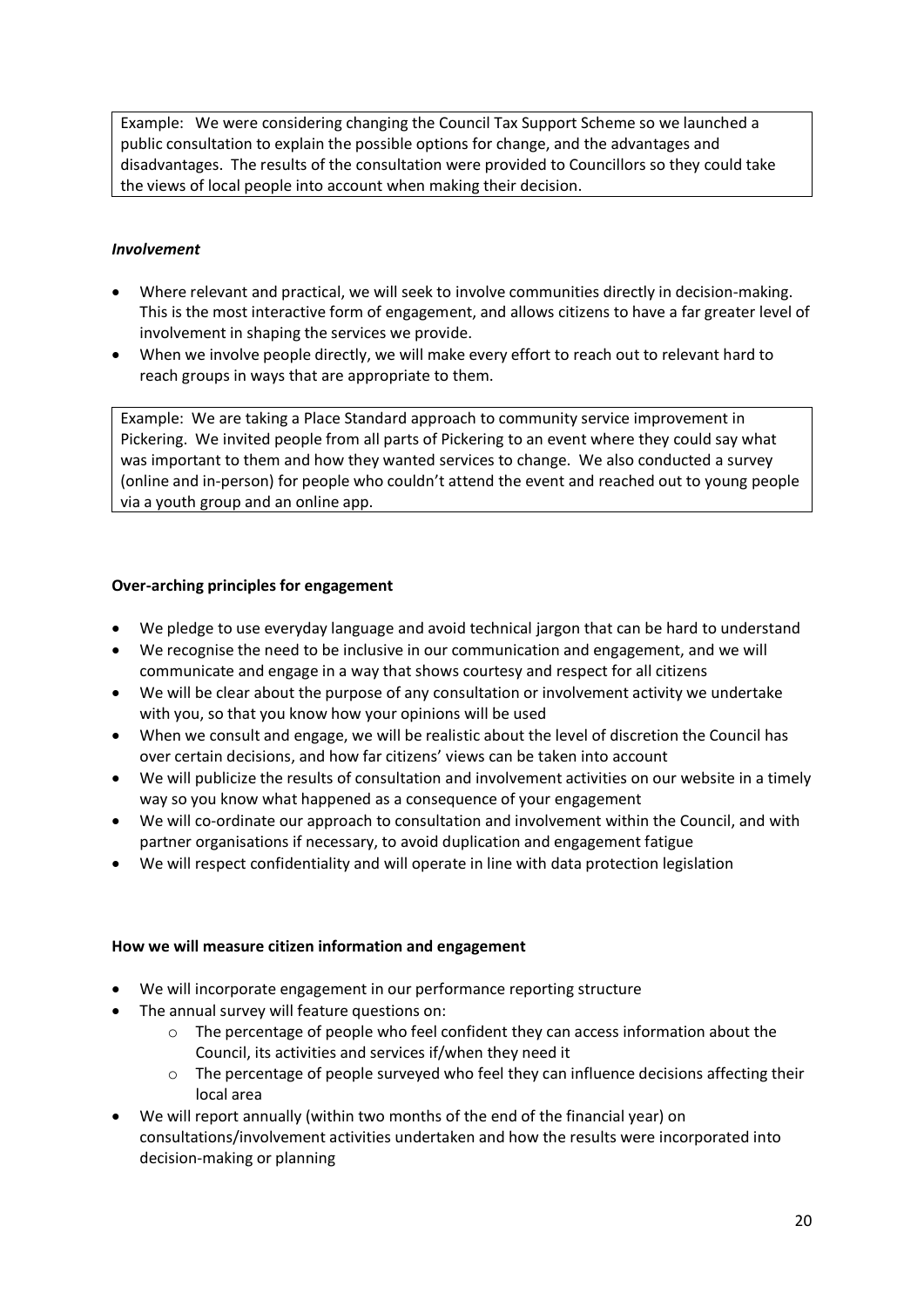Example: We were considering changing the Council Tax Support Scheme so we launched a public consultation to explain the possible options for change, and the advantages and disadvantages. The results of the consultation were provided to Councillors so they could take the views of local people into account when making their decision.

***Involvement***

- Where relevant and practical, we will seek to involve communities directly in decision-making. This is the most interactive form of engagement, and allows citizens to have a far greater level of involvement in shaping the services we provide.
- When we involve people directly, we will make every effort to reach out to relevant hard to reach groups in ways that are appropriate to them.

Example: We are taking a Place Standard approach to community service improvement in Pickering. We invited people from all parts of Pickering to an event where they could say what was important to them and how they wanted services to change. We also conducted a survey (online and in-person) for people who couldn't attend the event and reached out to young people via a youth group and an online app.

**Over-arching principles for engagement**

- We pledge to use everyday language and avoid technical jargon that can be hard to understand
- We recognise the need to be inclusive in our communication and engagement, and we will communicate and engage in a way that shows courtesy and respect for all citizens
- We will be clear about the purpose of any consultation or involvement activity we undertake with you, so that you know how your opinions will be used
- When we consult and engage, we will be realistic about the level of discretion the Council has over certain decisions, and how far citizens' views can be taken into account
- We will publicize the results of consultation and involvement activities on our website in a timely way so you know what happened as a consequence of your engagement
- We will co-ordinate our approach to consultation and involvement within the Council, and with partner organisations if necessary, to avoid duplication and engagement fatigue
- We will respect confidentiality and will operate in line with data protection legislation

**How we will measure citizen information and engagement**

- We will incorporate engagement in our performance reporting structure
- The annual survey will feature questions on:
  - The percentage of people who feel confident they can access information about the Council, its activities and services if/when they need it
  - The percentage of people surveyed who feel they can influence decisions affecting their local area
- We will report annually (within two months of the end of the financial year) on consultations/involvement activities undertaken and how the results were incorporated into decision-making or planning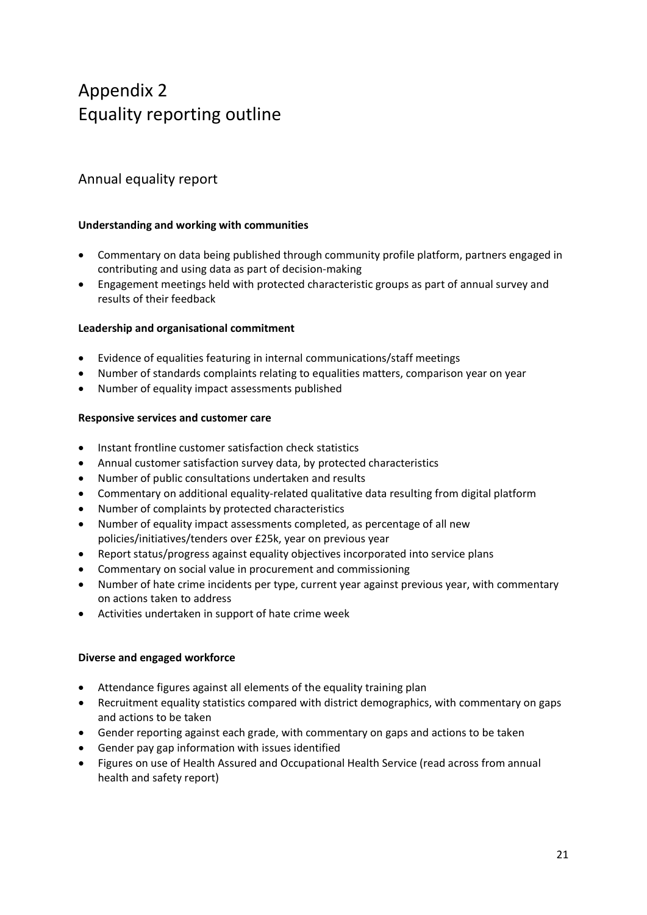# Appendix 2
# Equality reporting outline

## Annual equality report

**Understanding and working with communities**

- Commentary on data being published through community profile platform, partners engaged in contributing and using data as part of decision-making
- Engagement meetings held with protected characteristic groups as part of annual survey and results of their feedback

**Leadership and organisational commitment**

- Evidence of equalities featuring in internal communications/staff meetings
- Number of standards complaints relating to equalities matters, comparison year on year
- Number of equality impact assessments published

**Responsive services and customer care**

- Instant frontline customer satisfaction check statistics
- Annual customer satisfaction survey data, by protected characteristics
- Number of public consultations undertaken and results
- Commentary on additional equality-related qualitative data resulting from digital platform
- Number of complaints by protected characteristics
- Number of equality impact assessments completed, as percentage of all new policies/initiatives/tenders over £25k, year on previous year
- Report status/progress against equality objectives incorporated into service plans
- Commentary on social value in procurement and commissioning
- Number of hate crime incidents per type, current year against previous year, with commentary on actions taken to address
- Activities undertaken in support of hate crime week

**Diverse and engaged workforce**

- Attendance figures against all elements of the equality training plan
- Recruitment equality statistics compared with district demographics, with commentary on gaps and actions to be taken
- Gender reporting against each grade, with commentary on gaps and actions to be taken
- Gender pay gap information with issues identified
- Figures on use of Health Assured and Occupational Health Service (read across from annual health and safety report)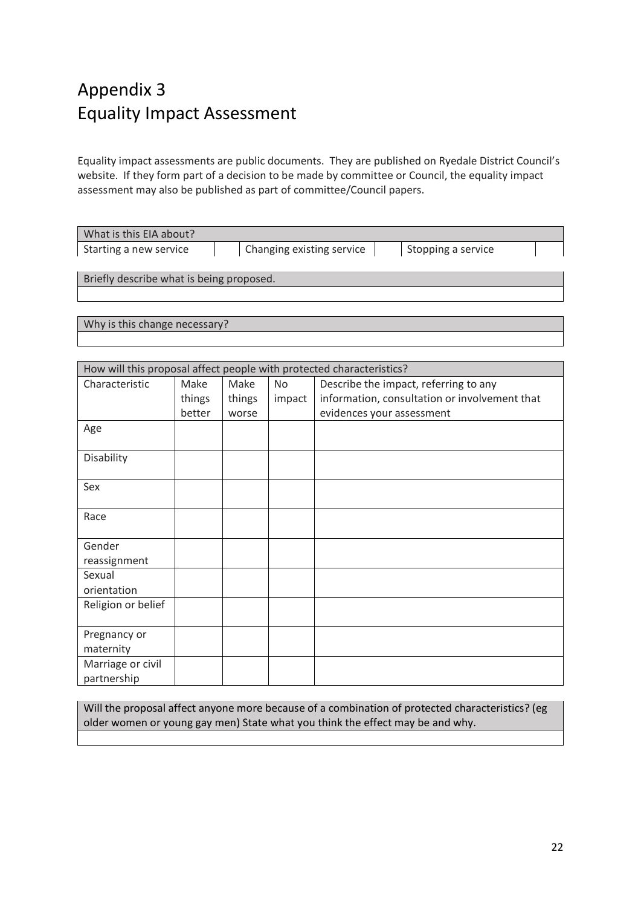# Appendix 3
# Equality Impact Assessment

Equality impact assessments are public documents. They are published on Ryedale District Council's website. If they form part of a decision to be made by committee or Council, the equality impact assessment may also be published as part of committee/Council papers.

| What is this EIA about? | | | | | |
|---|---|---|---|---|---|
| Starting a new service | | Changing existing service | | Stopping a service | |

| Briefly describe what is being proposed. |
|---|
| |

| Why is this change necessary? |
|---|
| |

| How will this proposal affect people with protected characteristics? | | | | |
|---|---|---|---|---|
| Characteristic | Make things better | Make things worse | No impact | Describe the impact, referring to any information, consultation or involvement that evidences your assessment |
| Age | | | | |
| Disability | | | | |
| Sex | | | | |
| Race | | | | |
| Gender reassignment | | | | |
| Sexual orientation | | | | |
| Religion or belief | | | | |
| Pregnancy or maternity | | | | |
| Marriage or civil partnership | | | | |

| Will the proposal affect anyone more because of a combination of protected characteristics? (eg older women or young gay men) State what you think the effect may be and why. |
|---|
| |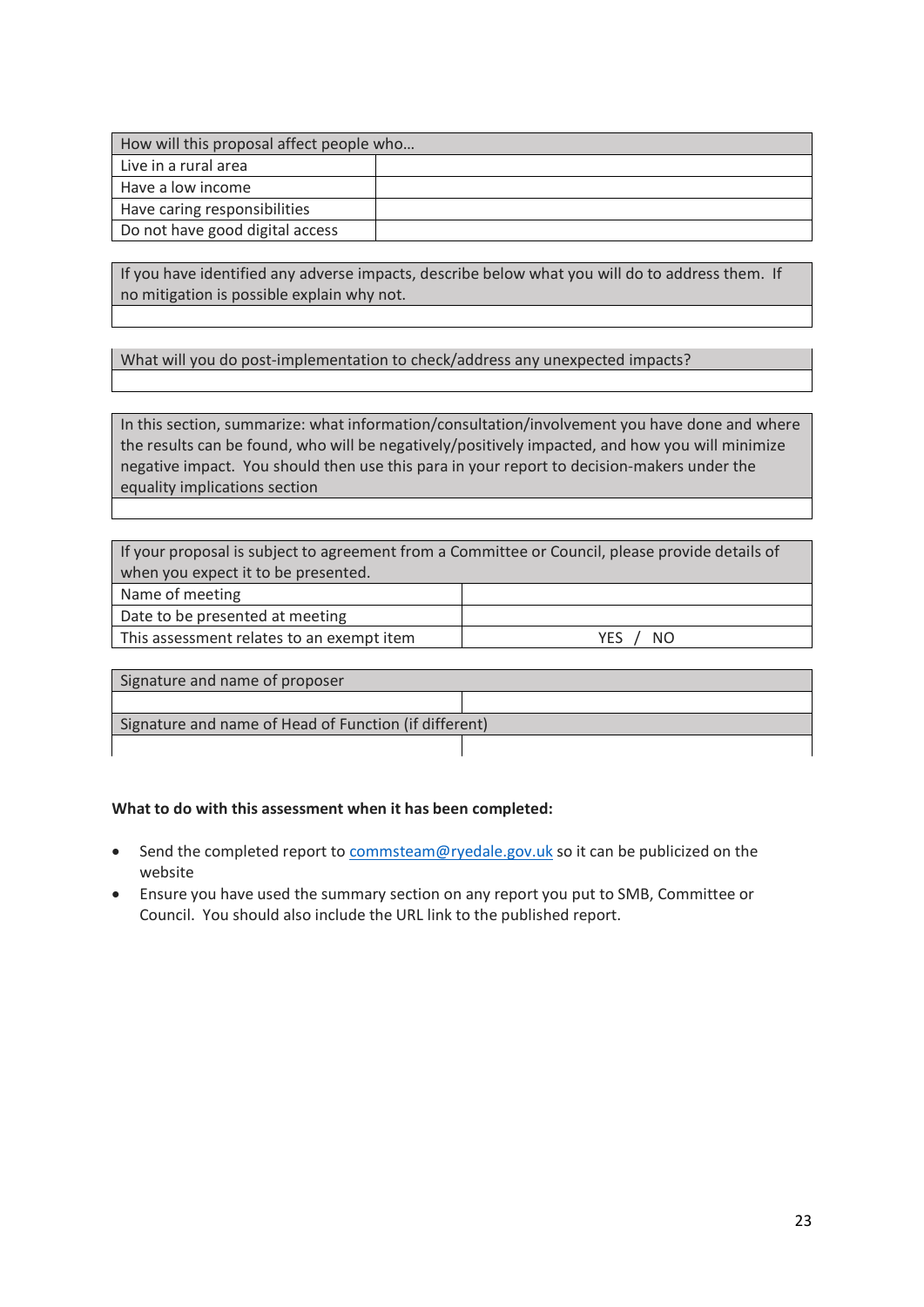| How will this proposal affect people who… | |
| --- | --- |
| Live in a rural area | |
| Have a low income | |
| Have caring responsibilities | |
| Do not have good digital access | |

| If you have identified any adverse impacts, describe below what you will do to address them. If no mitigation is possible explain why not. |
| --- |
| |

| What will you do post-implementation to check/address any unexpected impacts? |
| --- |
| |

| In this section, summarize: what information/consultation/involvement you have done and where the results can be found, who will be negatively/positively impacted, and how you will minimize negative impact. You should then use this para in your report to decision-makers under the equality implications section |
| --- |
| |

| If your proposal is subject to agreement from a Committee or Council, please provide details of when you expect it to be presented. | |
| --- | --- |
| Name of meeting | |
| Date to be presented at meeting | |
| This assessment relates to an exempt item | YES / NO |

| Signature and name of proposer | |
| --- | --- |
| | |
| Signature and name of Head of Function (if different) | |
| | |

**What to do with this assessment when it has been completed:**

- Send the completed report to commsteam@ryedale.gov.uk so it can be publicized on the website
- Ensure you have used the summary section on any report you put to SMB, Committee or Council. You should also include the URL link to the published report.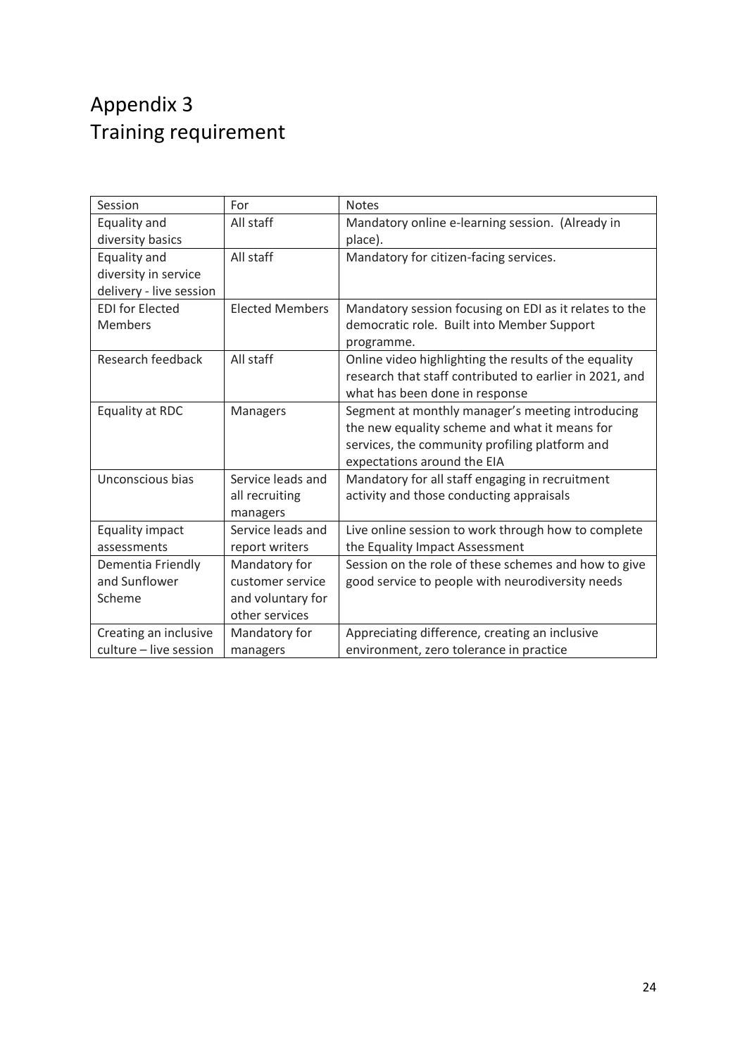# Appendix 3
# Training requirement

| Session | For | Notes |
|---|---|---|
| Equality and diversity basics | All staff | Mandatory online e-learning session. (Already in place). |
| Equality and diversity in service delivery - live session | All staff | Mandatory for citizen-facing services. |
| EDI for Elected Members | Elected Members | Mandatory session focusing on EDI as it relates to the democratic role. Built into Member Support programme. |
| Research feedback | All staff | Online video highlighting the results of the equality research that staff contributed to earlier in 2021, and what has been done in response |
| Equality at RDC | Managers | Segment at monthly manager's meeting introducing the new equality scheme and what it means for services, the community profiling platform and expectations around the EIA |
| Unconscious bias | Service leads and all recruiting managers | Mandatory for all staff engaging in recruitment activity and those conducting appraisals |
| Equality impact assessments | Service leads and report writers | Live online session to work through how to complete the Equality Impact Assessment |
| Dementia Friendly and Sunflower Scheme | Mandatory for customer service and voluntary for other services | Session on the role of these schemes and how to give good service to people with neurodiversity needs |
| Creating an inclusive culture – live session | Mandatory for managers | Appreciating difference, creating an inclusive environment, zero tolerance in practice |